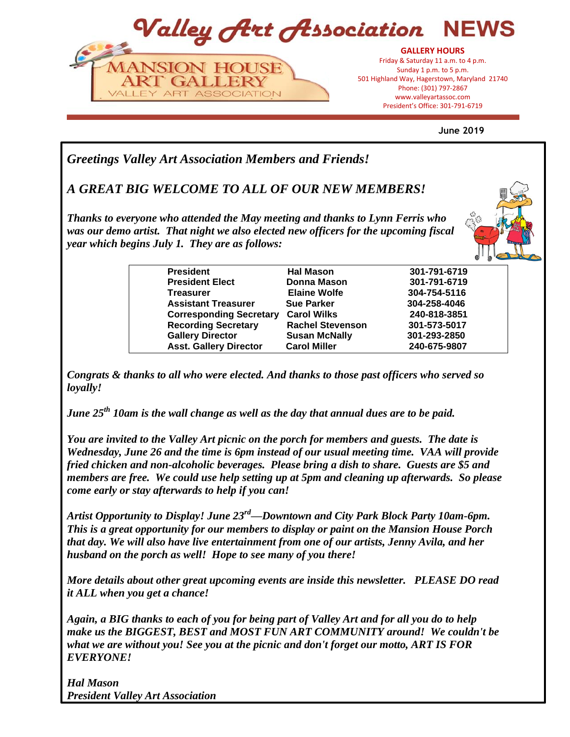# Valley Art Association NEWS

MANSION HOUSE ART GALLERY
VALLEY ART ASSOCIATION

**GALLERY HOURS**
Friday & Saturday 11 a.m. to 4 p.m.
Sunday 1 p.m. to 5 p.m.
501 Highland Way, Hagerstown, Maryland 21740
Phone: (301) 797-2867
www.valleyartassoc.com
President's Office: 301-791-6719

**June 2019**

***Greetings Valley Art Association Members and Friends!***

***A GREAT BIG WELCOME TO ALL OF OUR NEW MEMBERS!***

***Thanks to everyone who attended the May meeting and thanks to Lynn Ferris who was our demo artist. That night we also elected new officers for the upcoming fiscal year which begins July 1. They are as follows:***

| | | |
|---|---|---|
| **President** | **Hal Mason** | **301-791-6719** |
| **President Elect** | **Donna Mason** | **301-791-6719** |
| **Treasurer** | **Elaine Wolfe** | **304-754-5116** |
| **Assistant Treasurer** | **Sue Parker** | **304-258-4046** |
| **Corresponding Secretary** | **Carol Wilks** | **240-818-3851** |
| **Recording Secretary** | **Rachel Stevenson** | **301-573-5017** |
| **Gallery Director** | **Susan McNally** | **301-293-2850** |
| **Asst. Gallery Director** | **Carol Miller** | **240-675-9807** |

***Congrats & thanks to all who were elected. And thanks to those past officers who served so loyally!***

***June 25th 10am is the wall change as well as the day that annual dues are to be paid.***

***You are invited to the Valley Art picnic on the porch for members and guests. The date is Wednesday, June 26 and the time is 6pm instead of our usual meeting time. VAA will provide fried chicken and non-alcoholic beverages. Please bring a dish to share. Guests are $5 and members are free. We could use help setting up at 5pm and cleaning up afterwards. So please come early or stay afterwards to help if you can!***

***Artist Opportunity to Display! June 23rd—Downtown and City Park Block Party 10am-6pm. This is a great opportunity for our members to display or paint on the Mansion House Porch that day. We will also have live entertainment from one of our artists, Jenny Avila, and her husband on the porch as well! Hope to see many of you there!***

***More details about other great upcoming events are inside this newsletter. PLEASE DO read it ALL when you get a chance!***

***Again, a BIG thanks to each of you for being part of Valley Art and for all you do to help make us the BIGGEST, BEST and MOST FUN ART COMMUNITY around! We couldn't be what we are without you! See you at the picnic and don't forget our motto, ART IS FOR EVERYONE!***

***Hal Mason***
***President Valley Art Association***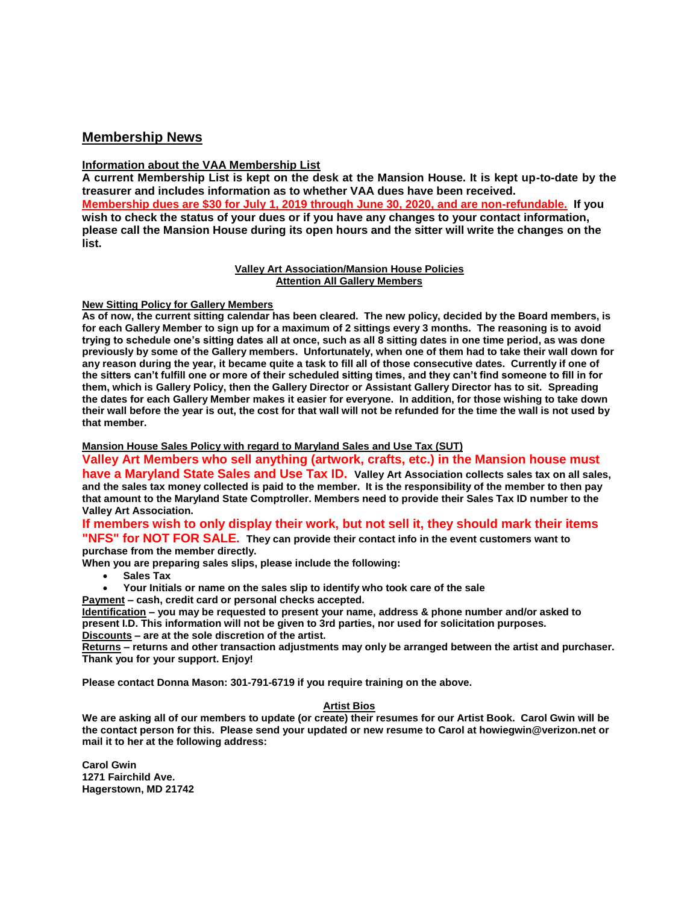## Membership News

**Information about the VAA Membership List**

**A current Membership List is kept on the desk at the Mansion House. It is kept up-to-date by the treasurer and includes information as to whether VAA dues have been received.**

**Membership dues are $30 for July 1, 2019 through June 30, 2020, and are non-refundable. If you wish to check the status of your dues or if you have any changes to your contact information, please call the Mansion House during its open hours and the sitter will write the changes on the list.**

### Valley Art Association/Mansion House Policies
### Attention All Gallery Members

**New Sitting Policy for Gallery Members**

**As of now, the current sitting calendar has been cleared. The new policy, decided by the Board members, is for each Gallery Member to sign up for a maximum of 2 sittings every 3 months. The reasoning is to avoid trying to schedule one's sitting dates all at once, such as all 8 sitting dates in one time period, as was done previously by some of the Gallery members. Unfortunately, when one of them had to take their wall down for any reason during the year, it became quite a task to fill all of those consecutive dates. Currently if one of the sitters can't fulfill one or more of their scheduled sitting times, and they can't find someone to fill in for them, which is Gallery Policy, then the Gallery Director or Assistant Gallery Director has to sit. Spreading the dates for each Gallery Member makes it easier for everyone. In addition, for those wishing to take down their wall before the year is out, the cost for that wall will not be refunded for the time the wall is not used by that member.**

**Mansion House Sales Policy with regard to Maryland Sales and Use Tax (SUT)**

**Valley Art Members who sell anything (artwork, crafts, etc.) in the Mansion house must have a Maryland State Sales and Use Tax ID. Valley Art Association collects sales tax on all sales, and the sales tax money collected is paid to the member. It is the responsibility of the member to then pay that amount to the Maryland State Comptroller. Members need to provide their Sales Tax ID number to the Valley Art Association.**

**If members wish to only display their work, but not sell it, they should mark their items "NFS" for NOT FOR SALE. They can provide their contact info in the event customers want to purchase from the member directly.**

**When you are preparing sales slips, please include the following:**

- **Sales Tax**
- **Your Initials or name on the sales slip to identify who took care of the sale**

**Payment – cash, credit card or personal checks accepted.**

**Identification – you may be requested to present your name, address & phone number and/or asked to present I.D. This information will not be given to 3rd parties, nor used for solicitation purposes.**

**Discounts – are at the sole discretion of the artist.**

**Returns – returns and other transaction adjustments may only be arranged between the artist and purchaser. Thank you for your support. Enjoy!**

**Please contact Donna Mason: 301-791-6719 if you require training on the above.**

### Artist Bios

**We are asking all of our members to update (or create) their resumes for our Artist Book. Carol Gwin will be the contact person for this. Please send your updated or new resume to Carol at howiegwin@verizon.net or mail it to her at the following address:**

**Carol Gwin**
**1271 Fairchild Ave.**
**Hagerstown, MD 21742**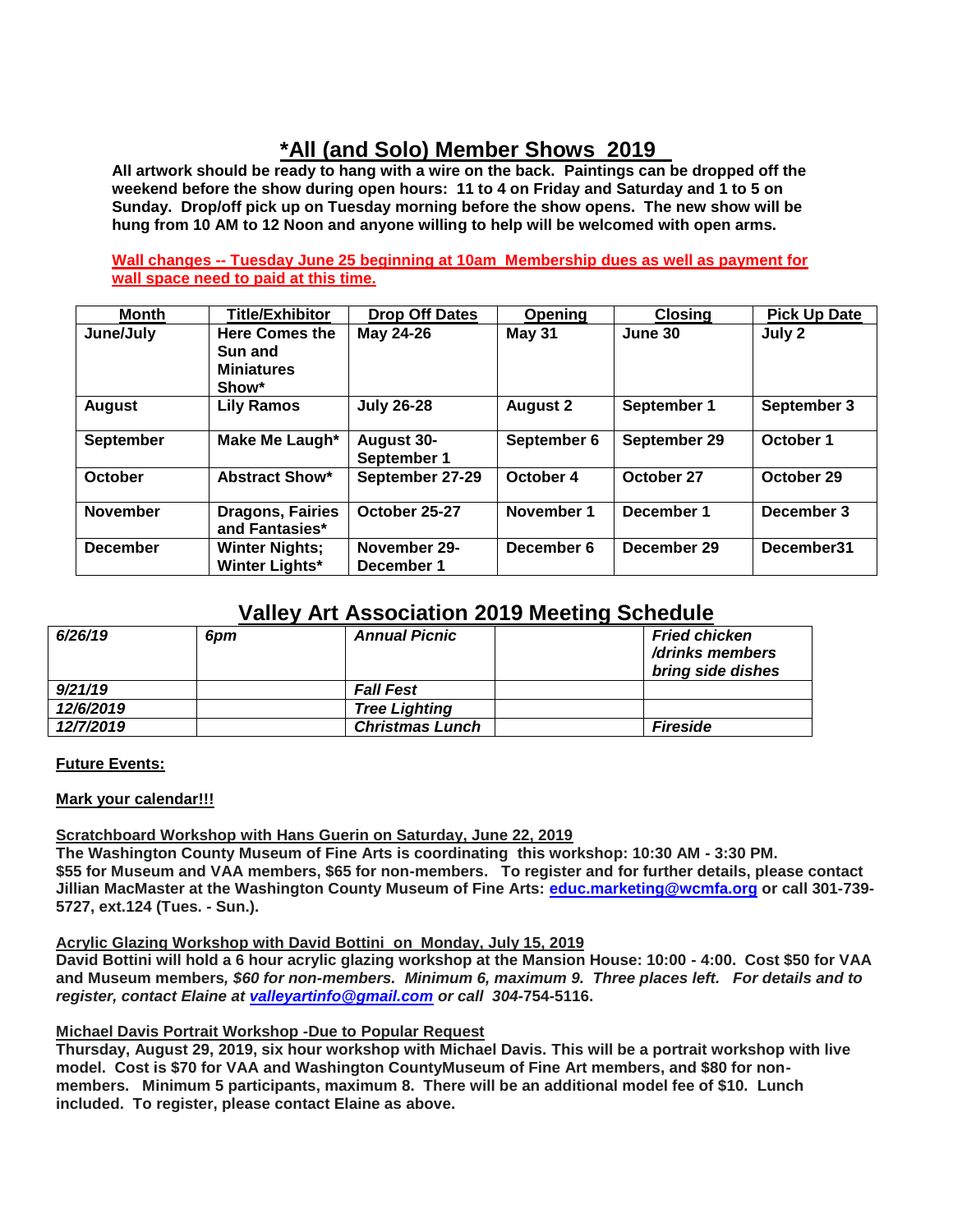# *All (and Solo) Member Shows 2019

**All artwork should be ready to hang with a wire on the back. Paintings can be dropped off the weekend before the show during open hours: 11 to 4 on Friday and Saturday and 1 to 5 on Sunday. Drop/off pick up on Tuesday morning before the show opens. The new show will be hung from 10 AM to 12 Noon and anyone willing to help will be welcomed with open arms.**

**Wall changes -- Tuesday June 25 beginning at 10am Membership dues as well as payment for wall space need to paid at this time.**

| Month | Title/Exhibitor | Drop Off Dates | Opening | Closing | Pick Up Date |
|---|---|---|---|---|---|
| June/July | Here Comes the Sun and Miniatures Show* | May 24-26 | May 31 | June 30 | July 2 |
| August | Lily Ramos | July 26-28 | August 2 | September 1 | September 3 |
| September | Make Me Laugh* | August 30-September 1 | September 6 | September 29 | October 1 |
| October | Abstract Show* | September 27-29 | October 4 | October 27 | October 29 |
| November | Dragons, Fairies and Fantasies* | October 25-27 | November 1 | December 1 | December 3 |
| December | Winter Nights; Winter Lights* | November 29-December 1 | December 6 | December 29 | December31 |

## Valley Art Association 2019 Meeting Schedule

| | | | | |
|---|---|---|---|---|
| *6/26/19* | *6pm* | *Annual Picnic* | | *Fried chicken /drinks members bring side dishes* |
| *9/21/19* | | *Fall Fest* | | |
| *12/6/2019* | | *Tree Lighting* | | |
| *12/7/2019* | | *Christmas Lunch* | | *Fireside* |

**Future Events:**

**Mark your calendar!!!**

**Scratchboard Workshop with Hans Guerin on Saturday, June 22, 2019**
**The Washington County Museum of Fine Arts is coordinating this workshop: 10:30 AM - 3:30 PM. $55 for Museum and VAA members, $65 for non-members. To register and for further details, please contact Jillian MacMaster at the Washington County Museum of Fine Arts: educ.marketing@wcmfa.org or call 301-739-5727, ext.124 (Tues. - Sun.).**

**Acrylic Glazing Workshop with David Bottini on Monday, July 15, 2019**
**David Bottini will hold a 6 hour acrylic glazing workshop at the Mansion House: 10:00 - 4:00. Cost $50 for VAA and Museum members*, $60 for non-members. Minimum 6, maximum 9. Three places left. For details and to register, contact Elaine at valleyartinfo@gmail.com or call 304*-754-5116.**

**Michael Davis Portrait Workshop -Due to Popular Request**
**Thursday, August 29, 2019, six hour workshop with Michael Davis. This will be a portrait workshop with live model. Cost is $70 for VAA and Washington CountyMuseum of Fine Art members, and $80 for non-members. Minimum 5 participants, maximum 8. There will be an additional model fee of $10. Lunch included. To register, please contact Elaine as above.**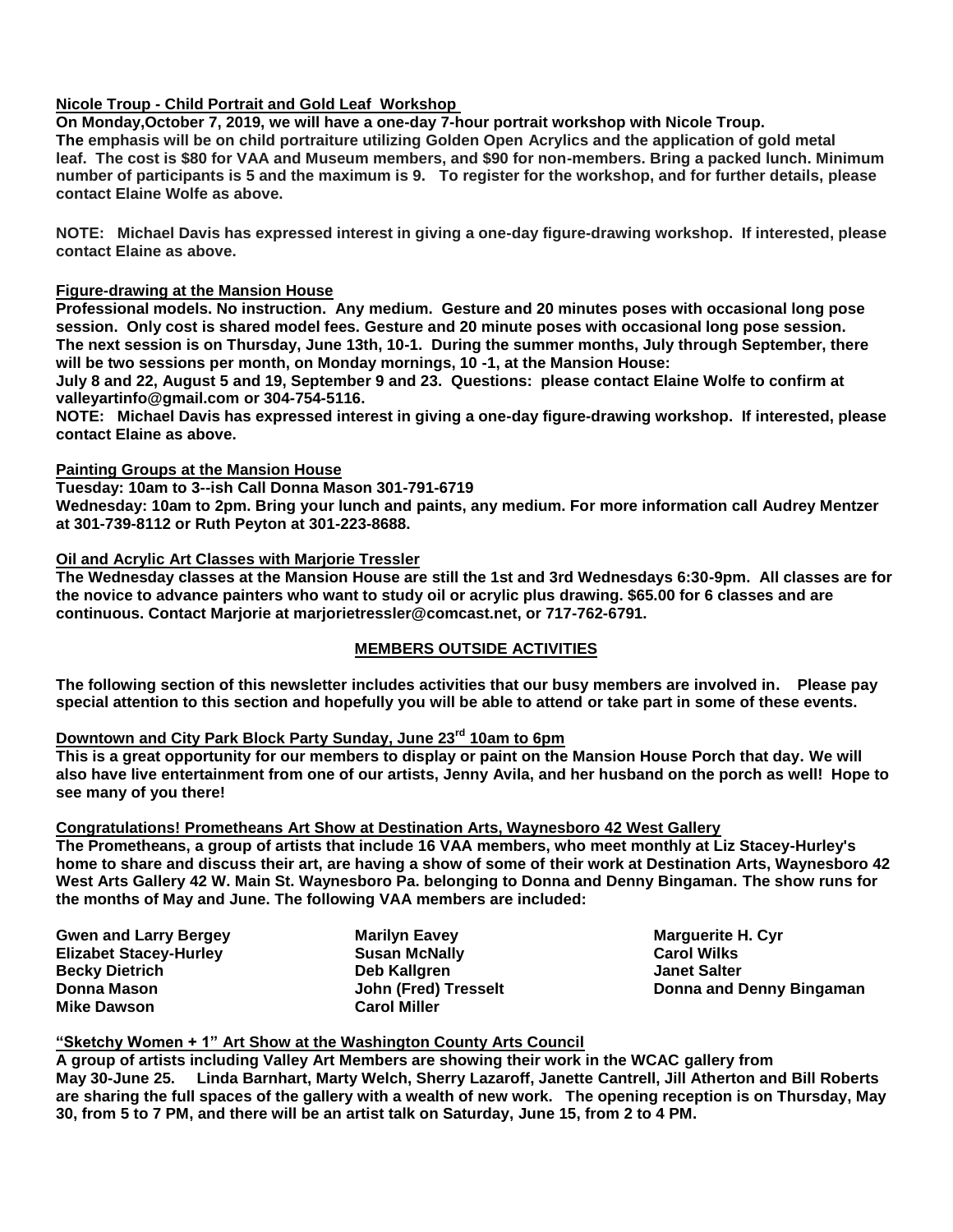**Nicole Troup - Child Portrait and Gold Leaf Workshop**

**On Monday,October 7, 2019, we will have a one-day 7-hour portrait workshop with Nicole Troup. The emphasis will be on child portraiture utilizing Golden Open Acrylics and the application of gold metal leaf. The cost is $80 for VAA and Museum members, and $90 for non-members. Bring a packed lunch. Minimum number of participants is 5 and the maximum is 9. To register for the workshop, and for further details, please contact Elaine Wolfe as above.**

**NOTE: Michael Davis has expressed interest in giving a one-day figure-drawing workshop. If interested, please contact Elaine as above.**

**Figure-drawing at the Mansion House**

**Professional models. No instruction. Any medium. Gesture and 20 minutes poses with occasional long pose session. Only cost is shared model fees. Gesture and 20 minute poses with occasional long pose session. The next session is on Thursday, June 13th, 10-1. During the summer months, July through September, there will be two sessions per month, on Monday mornings, 10 -1, at the Mansion House:**

**July 8 and 22, August 5 and 19, September 9 and 23. Questions: please contact Elaine Wolfe to confirm at valleyartinfo@gmail.com or 304-754-5116.**

**NOTE: Michael Davis has expressed interest in giving a one-day figure-drawing workshop. If interested, please contact Elaine as above.**

**Painting Groups at the Mansion House**

**Tuesday: 10am to 3--ish Call Donna Mason 301-791-6719**

**Wednesday: 10am to 2pm. Bring your lunch and paints, any medium. For more information call Audrey Mentzer at 301-739-8112 or Ruth Peyton at 301-223-8688.**

**Oil and Acrylic Art Classes with Marjorie Tressler**

**The Wednesday classes at the Mansion House are still the 1st and 3rd Wednesdays 6:30-9pm. All classes are for the novice to advance painters who want to study oil or acrylic plus drawing. $65.00 for 6 classes and are continuous. Contact Marjorie at marjorietressler@comcast.net, or 717-762-6791.**

## MEMBERS OUTSIDE ACTIVITIES

**The following section of this newsletter includes activities that our busy members are involved in. Please pay special attention to this section and hopefully you will be able to attend or take part in some of these events.**

**Downtown and City Park Block Party Sunday, June 23rd 10am to 6pm**

**This is a great opportunity for our members to display or paint on the Mansion House Porch that day. We will also have live entertainment from one of our artists, Jenny Avila, and her husband on the porch as well! Hope to see many of you there!**

**Congratulations! Prometheans Art Show at Destination Arts, Waynesboro 42 West Gallery**

**The Prometheans, a group of artists that include 16 VAA members, who meet monthly at Liz Stacey-Hurley's home to share and discuss their art, are having a show of some of their work at Destination Arts, Waynesboro 42 West Arts Gallery 42 W. Main St. Waynesboro Pa. belonging to Donna and Denny Bingaman. The show runs for the months of May and June. The following VAA members are included:**

**Gwen and Larry Bergey**
**Elizabet Stacey-Hurley**
**Becky Dietrich**
**Donna Mason**
**Mike Dawson**
**Marilyn Eavey**
**Susan McNally**
**Deb Kallgren**
**John (Fred) Tresselt**
**Carol Miller**
**Marguerite H. Cyr**
**Carol Wilks**
**Janet Salter**
**Donna and Denny Bingaman**

**"Sketchy Women + 1" Art Show at the Washington County Arts Council**

**A group of artists including Valley Art Members are showing their work in the WCAC gallery from May 30-June 25. Linda Barnhart, Marty Welch, Sherry Lazaroff, Janette Cantrell, Jill Atherton and Bill Roberts are sharing the full spaces of the gallery with a wealth of new work. The opening reception is on Thursday, May 30, from 5 to 7 PM, and there will be an artist talk on Saturday, June 15, from 2 to 4 PM.**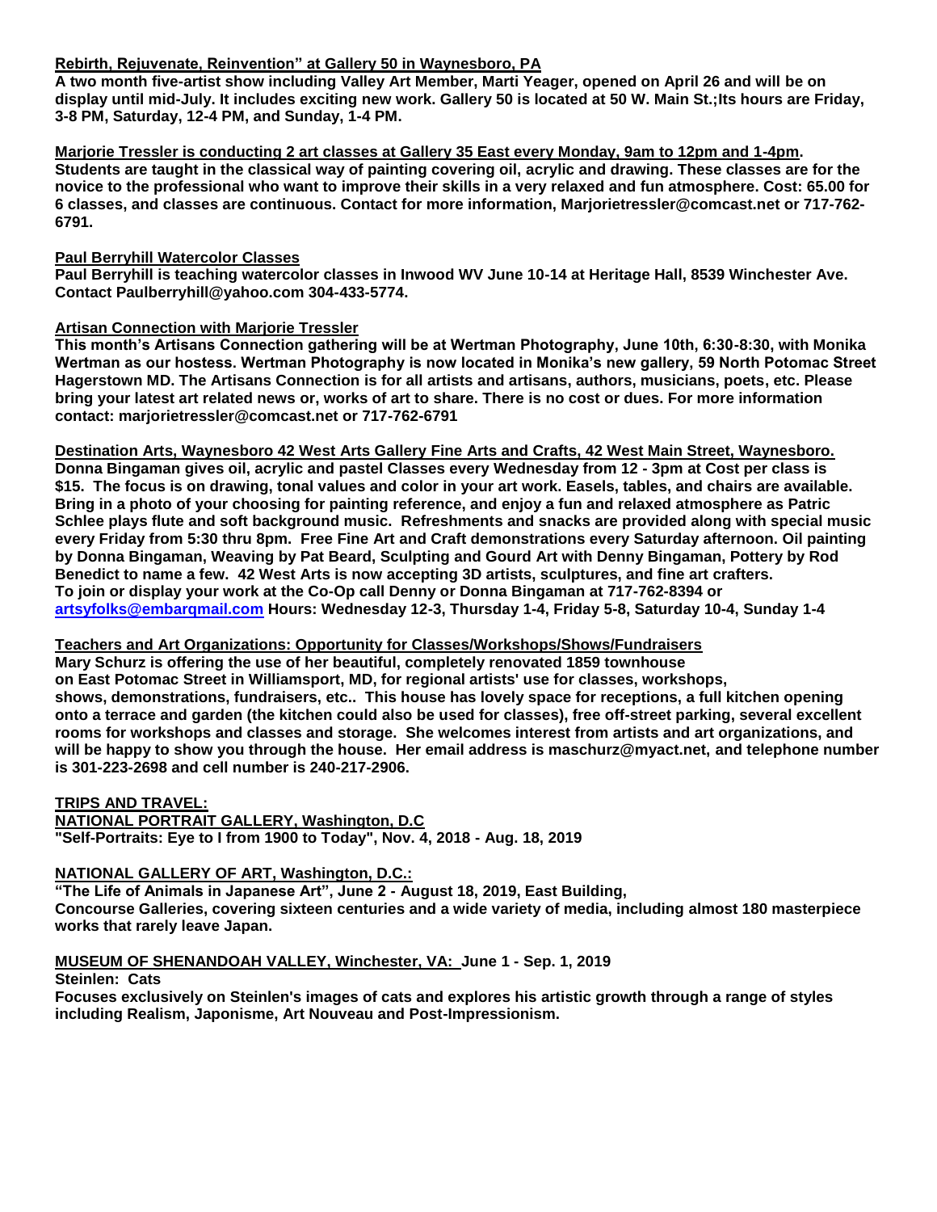**Rebirth, Rejuvenate, Reinvention" at Gallery 50 in Waynesboro, PA**

**A two month five-artist show including Valley Art Member, Marti Yeager, opened on April 26 and will be on display until mid-July. It includes exciting new work. Gallery 50 is located at 50 W. Main St.;Its hours are Friday, 3-8 PM, Saturday, 12-4 PM, and Sunday, 1-4 PM.**

**Marjorie Tressler is conducting 2 art classes at Gallery 35 East every Monday, 9am to 12pm and 1-4pm. Students are taught in the classical way of painting covering oil, acrylic and drawing. These classes are for the novice to the professional who want to improve their skills in a very relaxed and fun atmosphere. Cost: 65.00 for 6 classes, and classes are continuous. Contact for more information, Marjorietressler@comcast.net or 717-762-6791.**

**Paul Berryhill Watercolor Classes**

**Paul Berryhill is teaching watercolor classes in Inwood WV June 10-14 at Heritage Hall, 8539 Winchester Ave. Contact Paulberryhill@yahoo.com 304-433-5774.**

**Artisan Connection with Marjorie Tressler**

**This month's Artisans Connection gathering will be at Wertman Photography, June 10th, 6:30-8:30, with Monika Wertman as our hostess. Wertman Photography is now located in Monika's new gallery, 59 North Potomac Street Hagerstown MD. The Artisans Connection is for all artists and artisans, authors, musicians, poets, etc. Please bring your latest art related news or, works of art to share. There is no cost or dues. For more information contact: marjorietressler@comcast.net or 717-762-6791**

**Destination Arts, Waynesboro 42 West Arts Gallery Fine Arts and Crafts, 42 West Main Street, Waynesboro.**

**Donna Bingaman gives oil, acrylic and pastel Classes every Wednesday from 12 - 3pm at Cost per class is $15. The focus is on drawing, tonal values and color in your art work. Easels, tables, and chairs are available. Bring in a photo of your choosing for painting reference, and enjoy a fun and relaxed atmosphere as Patric Schlee plays flute and soft background music. Refreshments and snacks are provided along with special music every Friday from 5:30 thru 8pm. Free Fine Art and Craft demonstrations every Saturday afternoon. Oil painting by Donna Bingaman, Weaving by Pat Beard, Sculpting and Gourd Art with Denny Bingaman, Pottery by Rod Benedict to name a few. 42 West Arts is now accepting 3D artists, sculptures, and fine art crafters. To join or display your work at the Co-Op call Denny or Donna Bingaman at 717-762-8394 or artsyfolks@embarqmail.com Hours: Wednesday 12-3, Thursday 1-4, Friday 5-8, Saturday 10-4, Sunday 1-4**

**Teachers and Art Organizations: Opportunity for Classes/Workshops/Shows/Fundraisers**

**Mary Schurz is offering the use of her beautiful, completely renovated 1859 townhouse on East Potomac Street in Williamsport, MD, for regional artists' use for classes, workshops, shows, demonstrations, fundraisers, etc.. This house has lovely space for receptions, a full kitchen opening onto a terrace and garden (the kitchen could also be used for classes), free off-street parking, several excellent rooms for workshops and classes and storage. She welcomes interest from artists and art organizations, and will be happy to show you through the house. Her email address is maschurz@myact.net, and telephone number is 301-223-2698 and cell number is 240-217-2906.**

**TRIPS AND TRAVEL:**

**NATIONAL PORTRAIT GALLERY, Washington, D.C**

**"Self-Portraits: Eye to I from 1900 to Today", Nov. 4, 2018 - Aug. 18, 2019**

**NATIONAL GALLERY OF ART, Washington, D.C.:**

**"The Life of Animals in Japanese Art", June 2 - August 18, 2019, East Building, Concourse Galleries, covering sixteen centuries and a wide variety of media, including almost 180 masterpiece works that rarely leave Japan.**

**MUSEUM OF SHENANDOAH VALLEY, Winchester, VA: June 1 - Sep. 1, 2019**

**Steinlen: Cats**

**Focuses exclusively on Steinlen's images of cats and explores his artistic growth through a range of styles including Realism, Japonisme, Art Nouveau and Post-Impressionism.**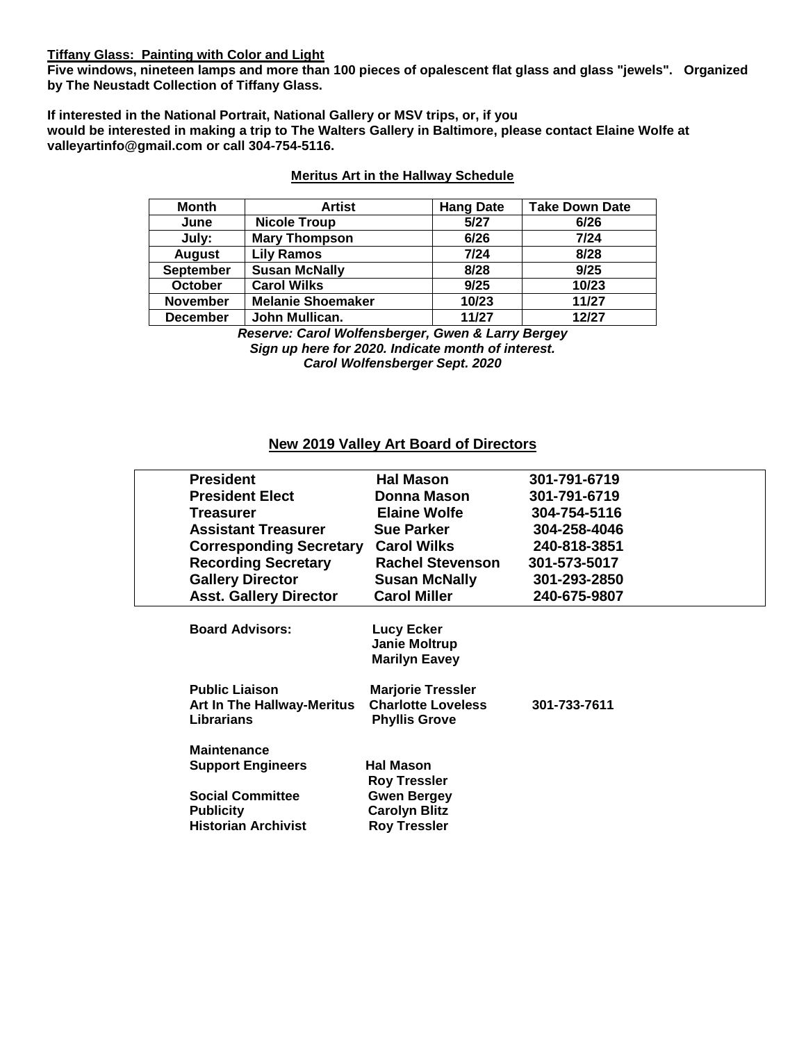**Tiffany Glass: Painting with Color and Light**

**Five windows, nineteen lamps and more than 100 pieces of opalescent flat glass and glass "jewels". Organized by The Neustadt Collection of Tiffany Glass.**

**If interested in the National Portrait, National Gallery or MSV trips, or, if you would be interested in making a trip to The Walters Gallery in Baltimore, please contact Elaine Wolfe at valleyartinfo@gmail.com or call 304-754-5116.**

## Meritus Art in the Hallway Schedule

| Month | Artist | Hang Date | Take Down Date |
|---|---|---|---|
| June | Nicole Troup | 5/27 | 6/26 |
| July: | Mary Thompson | 6/26 | 7/24 |
| August | Lily Ramos | 7/24 | 8/28 |
| September | Susan McNally | 8/28 | 9/25 |
| October | Carol Wilks | 9/25 | 10/23 |
| November | Melanie Shoemaker | 10/23 | 11/27 |
| December | John Mullican. | 11/27 | 12/27 |

***Reserve: Carol Wolfensberger, Gwen & Larry Bergey***
***Sign up here for 2020. Indicate month of interest.***
***Carol Wolfensberger Sept. 2020***

## New 2019 Valley Art Board of Directors

| | | |
|---|---|---|
| **President** | **Hal Mason** | **301-791-6719** |
| **President Elect** | **Donna Mason** | **301-791-6719** |
| **Treasurer** | **Elaine Wolfe** | **304-754-5116** |
| **Assistant Treasurer** | **Sue Parker** | **304-258-4046** |
| **Corresponding Secretary** | **Carol Wilks** | **240-818-3851** |
| **Recording Secretary** | **Rachel Stevenson** | **301-573-5017** |
| **Gallery Director** | **Susan McNally** | **301-293-2850** |
| **Asst. Gallery Director** | **Carol Miller** | **240-675-9807** |

**Board Advisors:** **Lucy Ecker**
**Janie Moltrup**
**Marilyn Eavey**

**Public Liaison** — **Marjorie Tressler**
**Art In The Hallway-Meritus** — **Charlotte Loveless** — **301-733-7611**
**Librarians** — **Phyllis Grove**

**Maintenance**
**Support Engineers** — **Hal Mason**, **Roy Tressler**
**Social Committee** — **Gwen Bergey**
**Publicity** — **Carolyn Blitz**
**Historian Archivist** — **Roy Tressler**